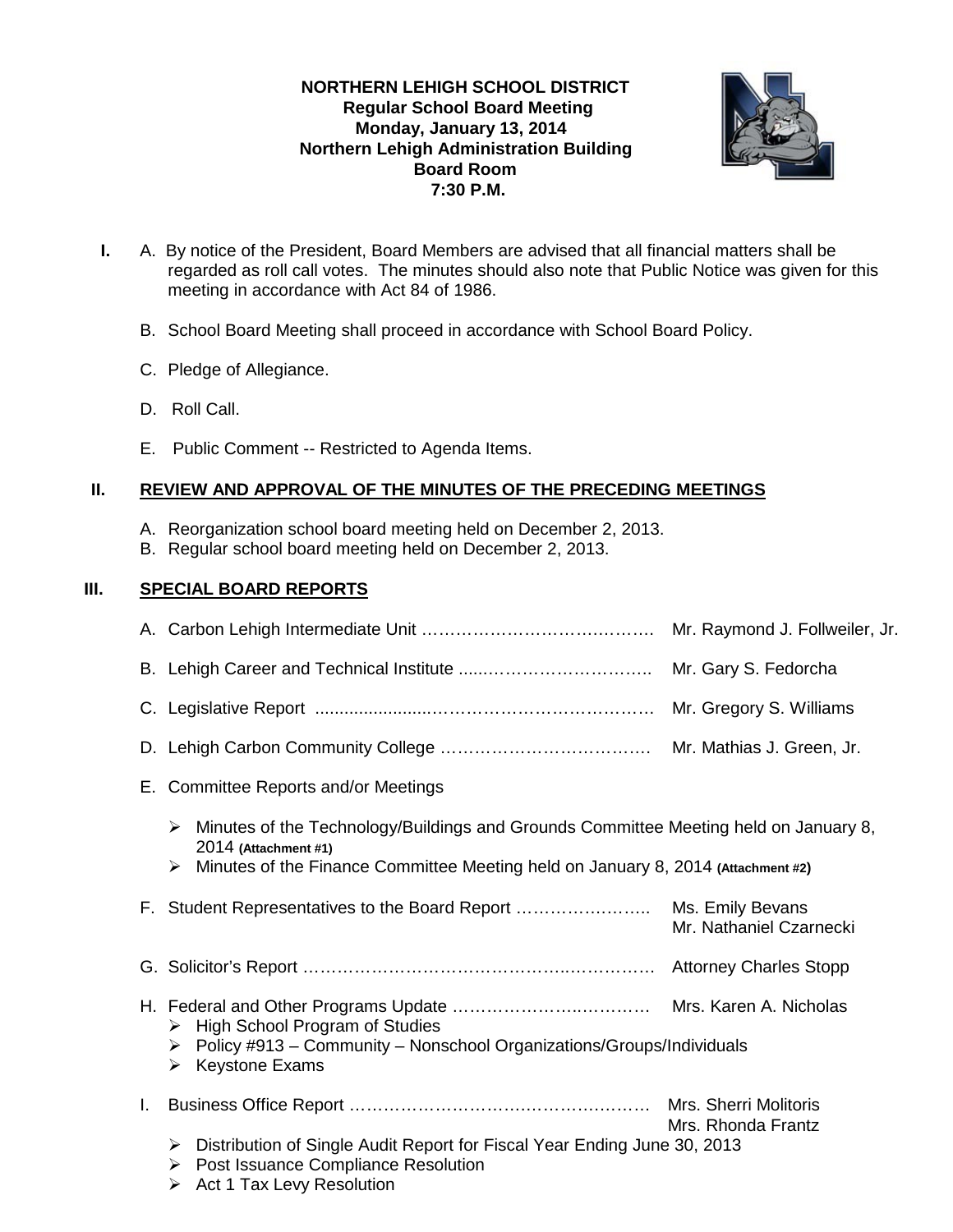**NORTHERN LEHIGH SCHOOL DISTRICT**
**Regular School Board Meeting**
**Monday, January 13, 2014**
**Northern Lehigh Administration Building**
**Board Room**
**7:30 P.M.**

**I.** A. By notice of the President, Board Members are advised that all financial matters shall be regarded as roll call votes. The minutes should also note that Public Notice was given for this meeting in accordance with Act 84 of 1986.

B. School Board Meeting shall proceed in accordance with School Board Policy.

C. Pledge of Allegiance.

D. Roll Call.

E. Public Comment -- Restricted to Agenda Items.

## II. REVIEW AND APPROVAL OF THE MINUTES OF THE PRECEDING MEETINGS

A. Reorganization school board meeting held on December 2, 2013.
B. Regular school board meeting held on December 2, 2013.

## III. SPECIAL BOARD REPORTS

A. Carbon Lehigh Intermediate Unit …………………………………. Mr. Raymond J. Follweiler, Jr.

B. Lehigh Career and Technical Institute ......………………………. Mr. Gary S. Fedorcha

C. Legislative Report .......................………………………………… Mr. Gregory S. Williams

D. Lehigh Carbon Community College ………………………………. Mr. Mathias J. Green, Jr.

E. Committee Reports and/or Meetings

- Minutes of the Technology/Buildings and Grounds Committee Meeting held on January 8, 2014 **(Attachment #1)**
- Minutes of the Finance Committee Meeting held on January 8, 2014 **(Attachment #2)**

F. Student Representatives to the Board Report …………………….. Ms. Emily Bevans
Mr. Nathaniel Czarnecki

G. Solicitor's Report ……………………………………………………… Attorney Charles Stopp

H. Federal and Other Programs Update ………………………………… Mrs. Karen A. Nicholas

- High School Program of Studies
- Policy #913 – Community – Nonschool Organizations/Groups/Individuals
- Keystone Exams

I. Business Office Report ……………………………………………… Mrs. Sherri Molitoris
Mrs. Rhonda Frantz

- Distribution of Single Audit Report for Fiscal Year Ending June 30, 2013
- Post Issuance Compliance Resolution
- Act 1 Tax Levy Resolution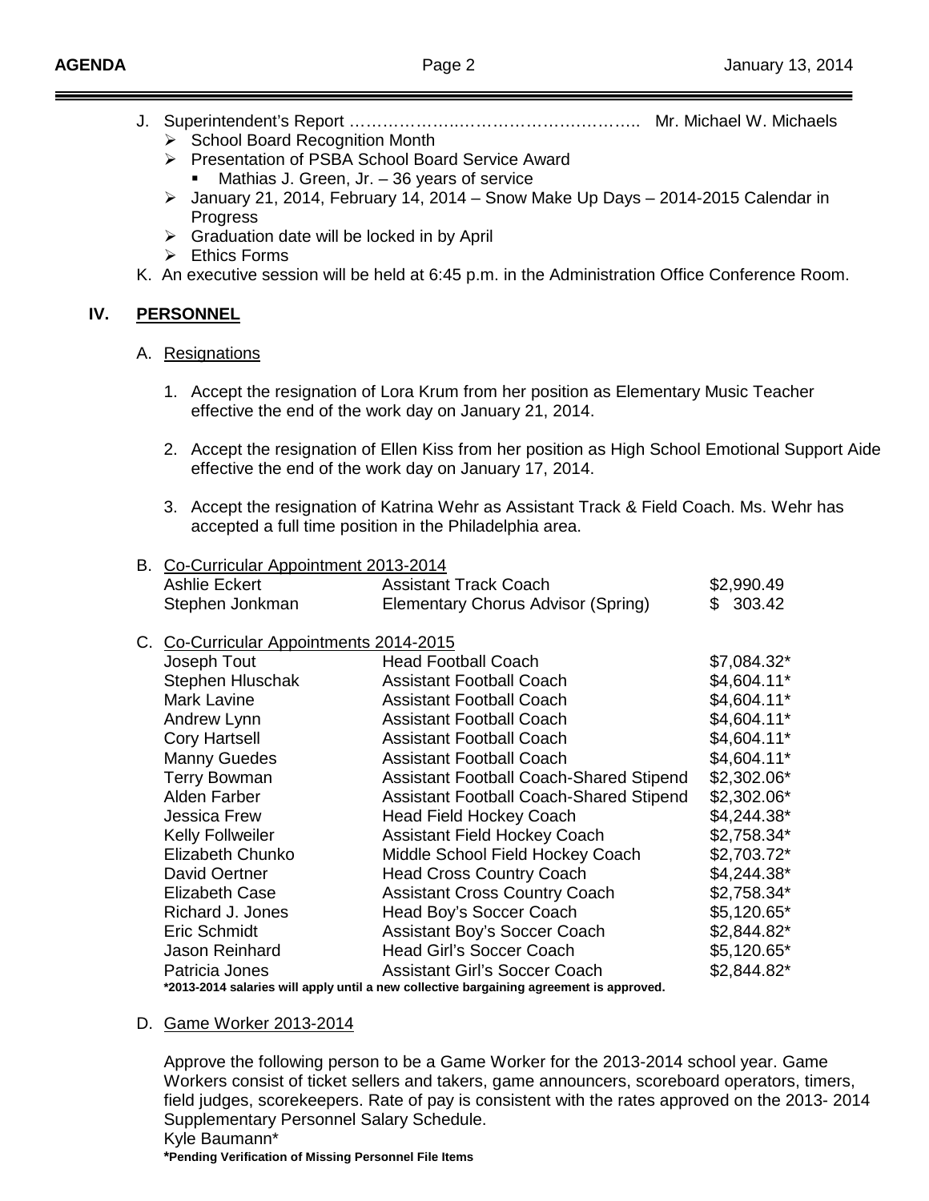J. Superintendent's Report ………………….……………….……….. Mr. Michael W. Michaels
   - School Board Recognition Month
   - Presentation of PSBA School Board Service Award
     - Mathias J. Green, Jr. – 36 years of service
   - January 21, 2014, February 14, 2014 – Snow Make Up Days – 2014-2015 Calendar in Progress
   - Graduation date will be locked in by April
   - Ethics Forms

K. An executive session will be held at 6:45 p.m. in the Administration Office Conference Room.

## IV. PERSONNEL

A. Resignations

1. Accept the resignation of Lora Krum from her position as Elementary Music Teacher effective the end of the work day on January 21, 2014.

2. Accept the resignation of Ellen Kiss from her position as High School Emotional Support Aide effective the end of the work day on January 17, 2014.

3. Accept the resignation of Katrina Wehr as Assistant Track & Field Coach. Ms. Wehr has accepted a full time position in the Philadelphia area.

B. Co-Curricular Appointment 2013-2014

| | | |
|---|---|---|
| Ashlie Eckert | Assistant Track Coach | $2,990.49 |
| Stephen Jonkman | Elementary Chorus Advisor (Spring) | $ 303.42 |

C. Co-Curricular Appointments 2014-2015

| | | |
|---|---|---|
| Joseph Tout | Head Football Coach | $7,084.32* |
| Stephen Hluschak | Assistant Football Coach | $4,604.11* |
| Mark Lavine | Assistant Football Coach | $4,604.11* |
| Andrew Lynn | Assistant Football Coach | $4,604.11* |
| Cory Hartsell | Assistant Football Coach | $4,604.11* |
| Manny Guedes | Assistant Football Coach | $4,604.11* |
| Terry Bowman | Assistant Football Coach-Shared Stipend | $2,302.06* |
| Alden Farber | Assistant Football Coach-Shared Stipend | $2,302.06* |
| Jessica Frew | Head Field Hockey Coach | $4,244.38* |
| Kelly Follweiler | Assistant Field Hockey Coach | $2,758.34* |
| Elizabeth Chunko | Middle School Field Hockey Coach | $2,703.72* |
| David Oertner | Head Cross Country Coach | $4,244.38* |
| Elizabeth Case | Assistant Cross Country Coach | $2,758.34* |
| Richard J. Jones | Head Boy's Soccer Coach | $5,120.65* |
| Eric Schmidt | Assistant Boy's Soccer Coach | $2,844.82* |
| Jason Reinhard | Head Girl's Soccer Coach | $5,120.65* |
| Patricia Jones | Assistant Girl's Soccer Coach | $2,844.82* |

**\*2013-2014 salaries will apply until a new collective bargaining agreement is approved.**

D. Game Worker 2013-2014

Approve the following person to be a Game Worker for the 2013-2014 school year. Game Workers consist of ticket sellers and takers, game announcers, scoreboard operators, timers, field judges, scorekeepers. Rate of pay is consistent with the rates approved on the 2013- 2014 Supplementary Personnel Salary Schedule.

Kyle Baumann*

**\*Pending Verification of Missing Personnel File Items**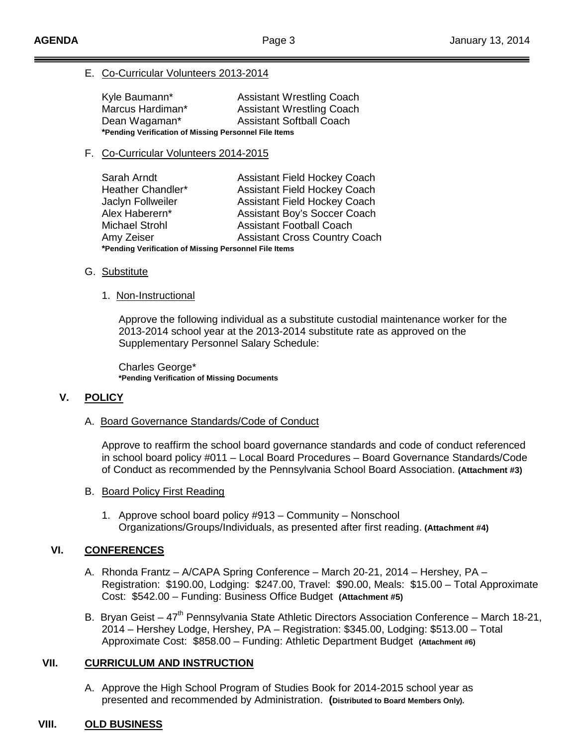E. Co-Curricular Volunteers 2013-2014

| | |
|---|---|
| Kyle Baumann* | Assistant Wrestling Coach |
| Marcus Hardiman* | Assistant Wrestling Coach |
| Dean Wagaman* | Assistant Softball Coach |

***Pending Verification of Missing Personnel File Items**

F. Co-Curricular Volunteers 2014-2015

| | |
|---|---|
| Sarah Arndt | Assistant Field Hockey Coach |
| Heather Chandler* | Assistant Field Hockey Coach |
| Jaclyn Follweiler | Assistant Field Hockey Coach |
| Alex Haberern* | Assistant Boy's Soccer Coach |
| Michael Strohl | Assistant Football Coach |
| Amy Zeiser | Assistant Cross Country Coach |

***Pending Verification of Missing Personnel File Items**

G. Substitute

1. Non-Instructional

   Approve the following individual as a substitute custodial maintenance worker for the 2013-2014 school year at the 2013-2014 substitute rate as approved on the Supplementary Personnel Salary Schedule:

   Charles George*
   ***Pending Verification of Missing Documents**

## V. POLICY

A. Board Governance Standards/Code of Conduct

Approve to reaffirm the school board governance standards and code of conduct referenced in school board policy #011 – Local Board Procedures – Board Governance Standards/Code of Conduct as recommended by the Pennsylvania School Board Association. **(Attachment #3)**

B. Board Policy First Reading

1. Approve school board policy #913 – Community – Nonschool Organizations/Groups/Individuals, as presented after first reading. **(Attachment #4)**

## VI. CONFERENCES

A. Rhonda Frantz – A/CAPA Spring Conference – March 20-21, 2014 – Hershey, PA – Registration: $190.00, Lodging: $247.00, Travel: $90.00, Meals: $15.00 – Total Approximate Cost: $542.00 – Funding: Business Office Budget **(Attachment #5)**

B. Bryan Geist – 47th Pennsylvania State Athletic Directors Association Conference – March 18-21, 2014 – Hershey Lodge, Hershey, PA – Registration: $345.00, Lodging: $513.00 – Total Approximate Cost: $858.00 – Funding: Athletic Department Budget **(Attachment #6)**

## VII. CURRICULUM AND INSTRUCTION

A. Approve the High School Program of Studies Book for 2014-2015 school year as presented and recommended by Administration. **(Distributed to Board Members Only).**

## VIII. OLD BUSINESS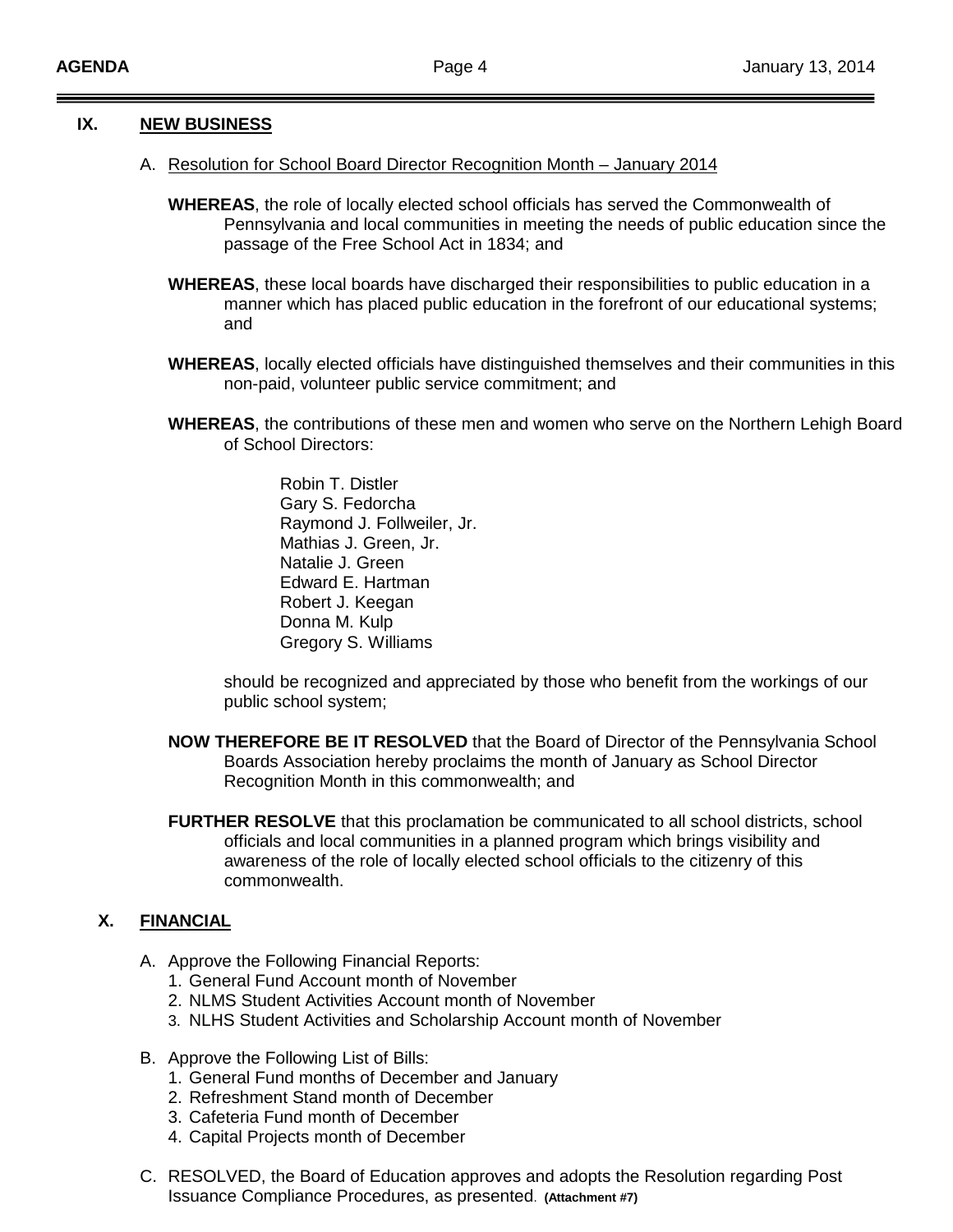## IX. NEW BUSINESS

A. Resolution for School Board Director Recognition Month – January 2014

**WHEREAS**, the role of locally elected school officials has served the Commonwealth of Pennsylvania and local communities in meeting the needs of public education since the passage of the Free School Act in 1834; and

**WHEREAS**, these local boards have discharged their responsibilities to public education in a manner which has placed public education in the forefront of our educational systems; and

**WHEREAS**, locally elected officials have distinguished themselves and their communities in this non-paid, volunteer public service commitment; and

**WHEREAS**, the contributions of these men and women who serve on the Northern Lehigh Board of School Directors:

Robin T. Distler
Gary S. Fedorcha
Raymond J. Follweiler, Jr.
Mathias J. Green, Jr.
Natalie J. Green
Edward E. Hartman
Robert J. Keegan
Donna M. Kulp
Gregory S. Williams

should be recognized and appreciated by those who benefit from the workings of our public school system;

**NOW THEREFORE BE IT RESOLVED** that the Board of Director of the Pennsylvania School Boards Association hereby proclaims the month of January as School Director Recognition Month in this commonwealth; and

**FURTHER RESOLVE** that this proclamation be communicated to all school districts, school officials and local communities in a planned program which brings visibility and awareness of the role of locally elected school officials to the citizenry of this commonwealth.

## X. FINANCIAL

A. Approve the Following Financial Reports:
1. General Fund Account month of November
2. NLMS Student Activities Account month of November
3. NLHS Student Activities and Scholarship Account month of November

B. Approve the Following List of Bills:
1. General Fund months of December and January
2. Refreshment Stand month of December
3. Cafeteria Fund month of December
4. Capital Projects month of December

C. RESOLVED, the Board of Education approves and adopts the Resolution regarding Post Issuance Compliance Procedures, as presented. **(Attachment #7)**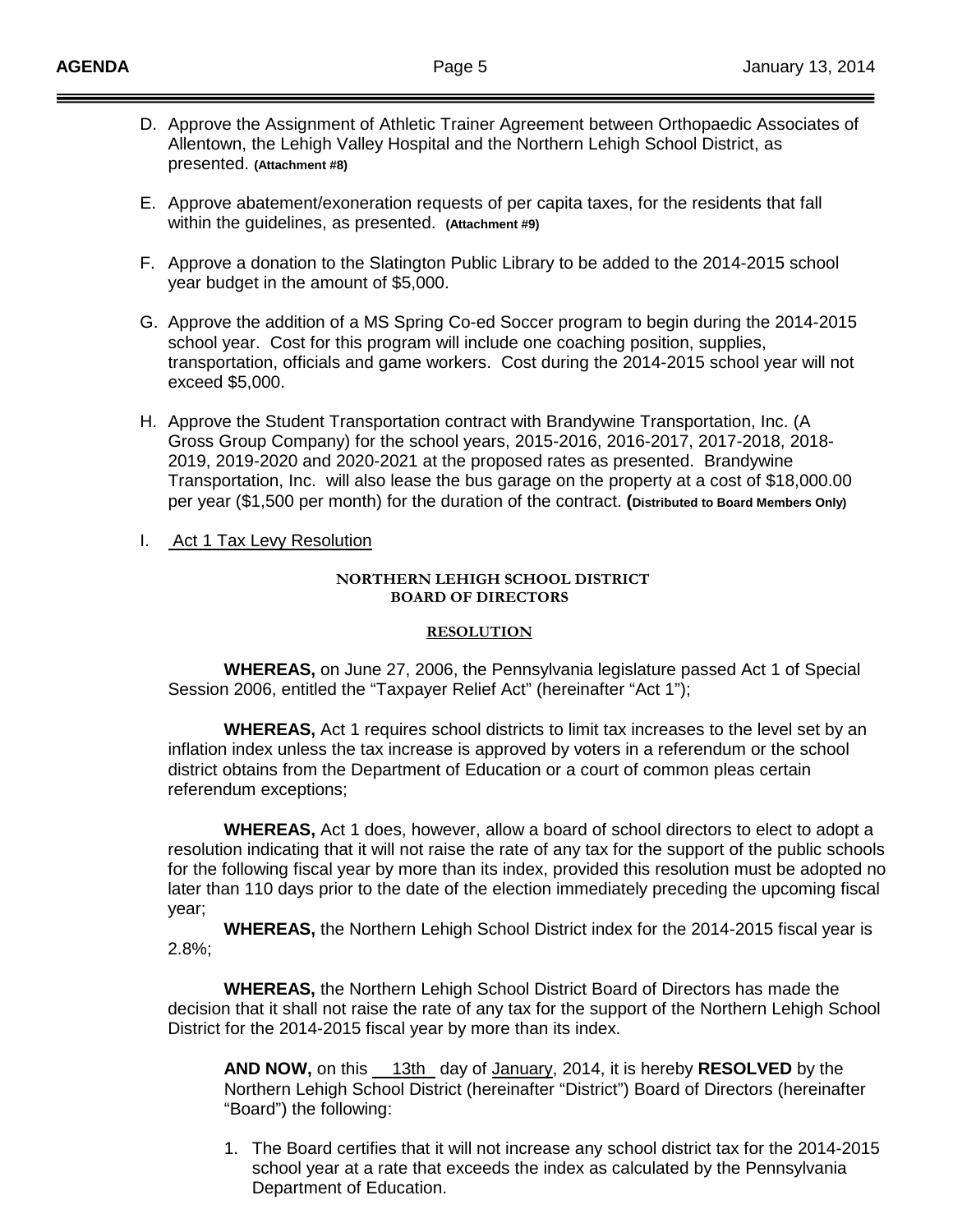D. Approve the Assignment of Athletic Trainer Agreement between Orthopaedic Associates of Allentown, the Lehigh Valley Hospital and the Northern Lehigh School District, as presented. **(Attachment #8)**

E. Approve abatement/exoneration requests of per capita taxes, for the residents that fall within the guidelines, as presented. **(Attachment #9)**

F. Approve a donation to the Slatington Public Library to be added to the 2014-2015 school year budget in the amount of $5,000.

G. Approve the addition of a MS Spring Co-ed Soccer program to begin during the 2014-2015 school year. Cost for this program will include one coaching position, supplies, transportation, officials and game workers. Cost during the 2014-2015 school year will not exceed $5,000.

H. Approve the Student Transportation contract with Brandywine Transportation, Inc. (A Gross Group Company) for the school years, 2015-2016, 2016-2017, 2017-2018, 2018-2019, 2019-2020 and 2020-2021 at the proposed rates as presented. Brandywine Transportation, Inc. will also lease the bus garage on the property at a cost of $18,000.00 per year ($1,500 per month) for the duration of the contract. **(Distributed to Board Members Only)**

I. Act 1 Tax Levy Resolution

**NORTHERN LEHIGH SCHOOL DISTRICT**
**BOARD OF DIRECTORS**

**RESOLUTION**

**WHEREAS,** on June 27, 2006, the Pennsylvania legislature passed Act 1 of Special Session 2006, entitled the "Taxpayer Relief Act" (hereinafter "Act 1");

**WHEREAS,** Act 1 requires school districts to limit tax increases to the level set by an inflation index unless the tax increase is approved by voters in a referendum or the school district obtains from the Department of Education or a court of common pleas certain referendum exceptions;

**WHEREAS,** Act 1 does, however, allow a board of school directors to elect to adopt a resolution indicating that it will not raise the rate of any tax for the support of the public schools for the following fiscal year by more than its index, provided this resolution must be adopted no later than 110 days prior to the date of the election immediately preceding the upcoming fiscal year;

**WHEREAS,** the Northern Lehigh School District index for the 2014-2015 fiscal year is 2.8%;

**WHEREAS,** the Northern Lehigh School District Board of Directors has made the decision that it shall not raise the rate of any tax for the support of the Northern Lehigh School District for the 2014-2015 fiscal year by more than its index.

**AND NOW,** on this 13th day of January, 2014, it is hereby **RESOLVED** by the Northern Lehigh School District (hereinafter "District") Board of Directors (hereinafter "Board") the following:

1. The Board certifies that it will not increase any school district tax for the 2014-2015 school year at a rate that exceeds the index as calculated by the Pennsylvania Department of Education.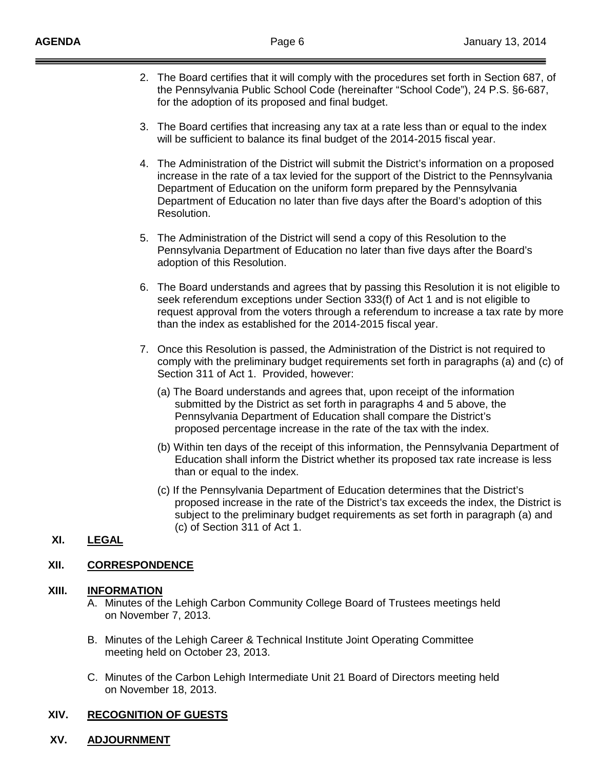2. The Board certifies that it will comply with the procedures set forth in Section 687, of the Pennsylvania Public School Code (hereinafter "School Code"), 24 P.S. §6-687, for the adoption of its proposed and final budget.

3. The Board certifies that increasing any tax at a rate less than or equal to the index will be sufficient to balance its final budget of the 2014-2015 fiscal year.

4. The Administration of the District will submit the District's information on a proposed increase in the rate of a tax levied for the support of the District to the Pennsylvania Department of Education on the uniform form prepared by the Pennsylvania Department of Education no later than five days after the Board's adoption of this Resolution.

5. The Administration of the District will send a copy of this Resolution to the Pennsylvania Department of Education no later than five days after the Board's adoption of this Resolution.

6. The Board understands and agrees that by passing this Resolution it is not eligible to seek referendum exceptions under Section 333(f) of Act 1 and is not eligible to request approval from the voters through a referendum to increase a tax rate by more than the index as established for the 2014-2015 fiscal year.

7. Once this Resolution is passed, the Administration of the District is not required to comply with the preliminary budget requirements set forth in paragraphs (a) and (c) of Section 311 of Act 1. Provided, however:

   (a) The Board understands and agrees that, upon receipt of the information submitted by the District as set forth in paragraphs 4 and 5 above, the Pennsylvania Department of Education shall compare the District's proposed percentage increase in the rate of the tax with the index.

   (b) Within ten days of the receipt of this information, the Pennsylvania Department of Education shall inform the District whether its proposed tax rate increase is less than or equal to the index.

   (c) If the Pennsylvania Department of Education determines that the District's proposed increase in the rate of the District's tax exceeds the index, the District is subject to the preliminary budget requirements as set forth in paragraph (a) and (c) of Section 311 of Act 1.

## XI. LEGAL

## XII. CORRESPONDENCE

## XIII. INFORMATION

A. Minutes of the Lehigh Carbon Community College Board of Trustees meetings held on November 7, 2013.

B. Minutes of the Lehigh Career & Technical Institute Joint Operating Committee meeting held on October 23, 2013.

C. Minutes of the Carbon Lehigh Intermediate Unit 21 Board of Directors meeting held on November 18, 2013.

## XIV. RECOGNITION OF GUESTS

## XV. ADJOURNMENT